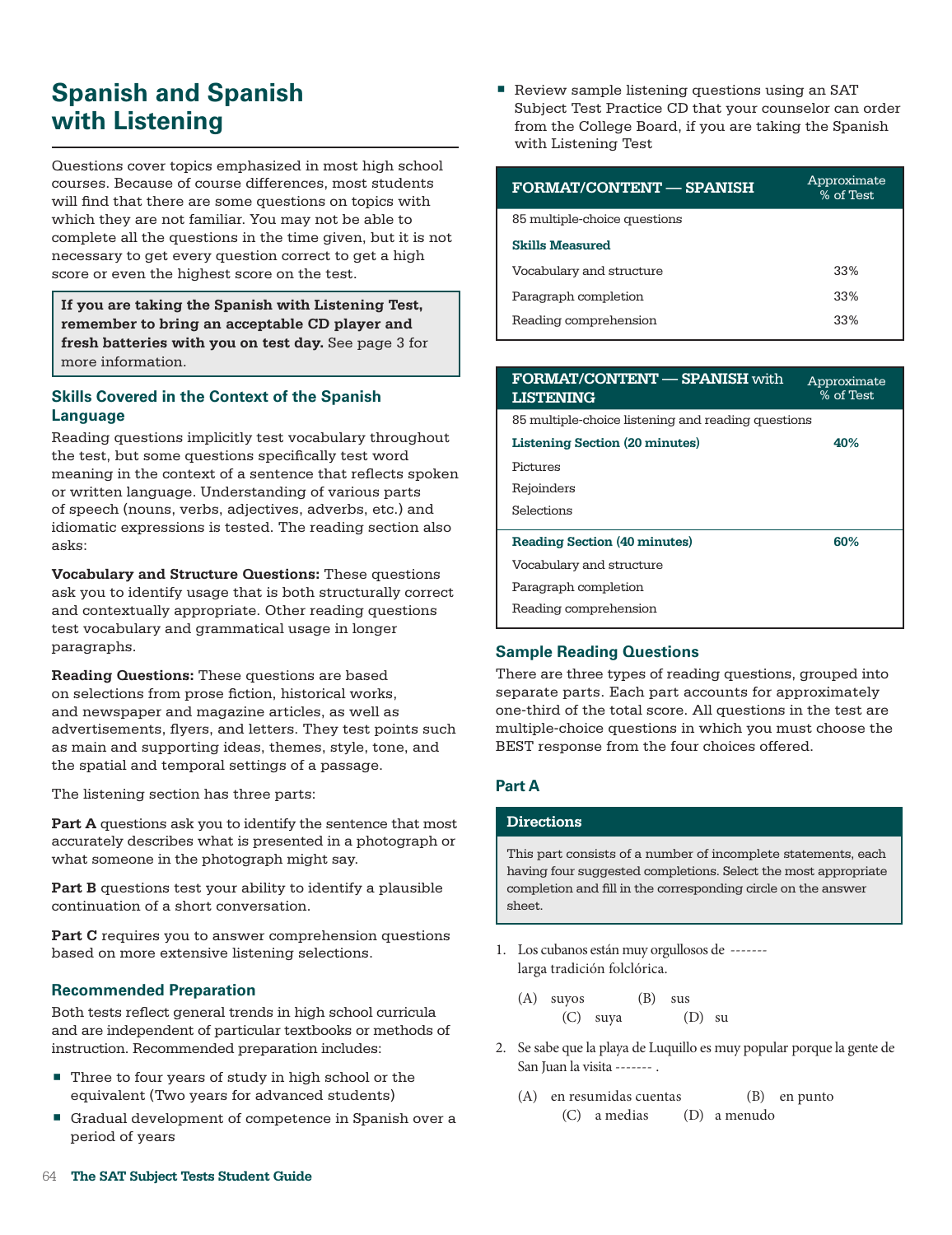# Spanish and Spanish with Listening

Questions cover topics emphasized in most high school courses. Because of course differences, most students will find that there are some questions on topics with which they are not familiar. You may not be able to complete all the questions in the time given, but it is not necessary to get every question correct to get a high score or even the highest score on the test.

**If you are taking the Spanish with Listening Test, remember to bring an acceptable CD player and fresh batteries with you on test day.** See page 3 for more information.

### Skills Covered in the Context of the Spanish Language

Reading questions implicitly test vocabulary throughout the test, but some questions specifically test word meaning in the context of a sentence that reflects spoken or written language. Understanding of various parts of speech (nouns, verbs, adjectives, adverbs, etc.) and idiomatic expressions is tested. The reading section also asks:

**Vocabulary and Structure Questions:** These questions ask you to identify usage that is both structurally correct and contextually appropriate. Other reading questions test vocabulary and grammatical usage in longer paragraphs.

**Reading Questions:** These questions are based on selections from prose fiction, historical works, and newspaper and magazine articles, as well as advertisements, flyers, and letters. They test points such as main and supporting ideas, themes, style, tone, and the spatial and temporal settings of a passage.

The listening section has three parts:

**Part A** questions ask you to identify the sentence that most accurately describes what is presented in a photograph or what someone in the photograph might say.

**Part B** questions test your ability to identify a plausible continuation of a short conversation.

**Part C** requires you to answer comprehension questions based on more extensive listening selections.

### Recommended Preparation

Both tests reflect general trends in high school curricula and are independent of particular textbooks or methods of instruction. Recommended preparation includes:

- Three to four years of study in high school or the equivalent (Two years for advanced students)
- Gradual development of competence in Spanish over a period of years
- Review sample listening questions using an SAT Subject Test Practice CD that your counselor can order from the College Board, if you are taking the Spanish with Listening Test

| FORMAT/CONTENT — SPANISH | Approximate % of Test |
|---|---|
| 85 multiple-choice questions | |
| **Skills Measured** | |
| Vocabulary and structure | 33% |
| Paragraph completion | 33% |
| Reading comprehension | 33% |

| FORMAT/CONTENT — SPANISH with LISTENING | Approximate % of Test |
|---|---|
| 85 multiple-choice listening and reading questions | |
| **Listening Section (20 minutes)** | **40%** |
| Pictures | |
| Rejoinders | |
| Selections | |
| **Reading Section (40 minutes)** | **60%** |
| Vocabulary and structure | |
| Paragraph completion | |
| Reading comprehension | |

### Sample Reading Questions

There are three types of reading questions, grouped into separate parts. Each part accounts for approximately one-third of the total score. All questions in the test are multiple-choice questions in which you must choose the BEST response from the four choices offered.

### Part A

**Directions**

This part consists of a number of incomplete statements, each having four suggested completions. Select the most appropriate completion and fill in the corresponding circle on the answer sheet.

1. Los cubanos están muy orgullosos de ------- larga tradición folclórica.

   (A) suyos
   (B) sus
   (C) suya
   (D) su

2. Se sabe que la playa de Luquillo es muy popular porque la gente de San Juan la visita ------- .

   (A) en resumidas cuentas
   (B) en punto
   (C) a medias
   (D) a menudo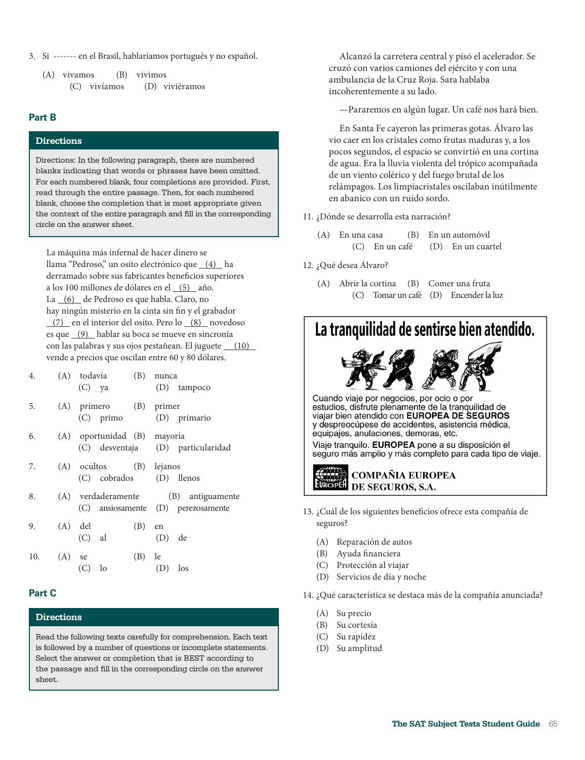3. Si ------- en el Brasil, hablaríamos portugués y no español.

   (A) vivamos (B) vivimos (C) vivíamos (D) viviéramos

## Part B

### Directions

Directions: In the following paragraph, there are numbered blanks indicating that words or phrases have been omitted. For each numbered blank, four completions are provided. First, read through the entire passage. Then, for each numbered blank, choose the completion that is most appropriate given the context of the entire paragraph and fill in the corresponding circle on the answer sheet.

La máquina más infernal de hacer dinero se llama "Pedroso," un osito electrónico que __(4)__ ha derramado sobre sus fabricantes beneficios superiores a los 100 millones de dólares en el __(5)__ año. La __(6)__ de Pedroso es que habla. Claro, no hay ningún misterio en la cinta sin fin y el grabador __(7)__ en el interior del osito. Pero lo __(8)__ novedoso es que __(9)__ hablar su boca se mueve en sincronía con las palabras y sus ojos pestañean. El juguete __(10)__ vende a precios que oscilan entre 60 y 80 dólares.

4. (A) todavía (B) nunca (C) ya (D) tampoco

5. (A) primero (B) primer (C) primo (D) primario

6. (A) oportunidad (B) mayoría (C) desventaja (D) particularidad

7. (A) ocultos (B) lejanos (C) cobrados (D) llenos

8. (A) verdaderamente (B) antiguamente (C) ansiosamente (D) perezosamente

9. (A) del (B) en (C) al (D) de

10. (A) se (B) le (C) lo (D) los

## Part C

### Directions

Read the following texts carefully for comprehension. Each text is followed by a number of questions or incomplete statements. Select the answer or completion that is BEST according to the passage and fill in the corresponding circle on the answer sheet.

Alcanzó la carretera central y pisó el acelerador. Se cruzó con varios camiones del ejército y con una ambulancia de la Cruz Roja. Sara hablaba incoherentemente a su lado.

—Pararemos en algún lugar. Un café nos hará bien.

En Santa Fe cayeron las primeras gotas. Álvaro las vio caer en los cristales como frutas maduras y, a los pocos segundos, el espacio se convirtió en una cortina de agua. Era la lluvia violenta del trópico acompañada de un viento colérico y del fuego brutal de los relámpagos. Los limpiacristales oscilaban inútilmente en abanico con un ruido sordo.

11. ¿Dónde se desarrolla esta narración?

    (A) En una casa (B) En un automóvil (C) En un café (D) En un cuartel

12. ¿Qué desea Álvaro?

    (A) Abrir la cortina (B) Comer una fruta (C) Tomar un café (D) Encender la luz

**La tranquilidad de sentirse bien atendido.**

Cuando viaje por negocios, por ocio o por estudios, disfrute plenamente de la tranquilidad de viajar bien atendido con **EUROPEA DE SEGUROS** y despreocúpese de accidentes, asistencia médica, equipajes, anulaciones, demoras, etc.

Viaje tranquilo. **EUROPEA** pone a su disposición el seguro más amplio y más completo para cada tipo de viaje.

EUROPEA **COMPAÑÍA EUROPEA DE SEGUROS, S.A.**

13. ¿Cuál de los siguientes beneficios ofrece esta compañía de seguros?

    (A) Reparación de autos
    (B) Ayuda financiera
    (C) Protección al viajar
    (D) Servicios de día y noche

14. ¿Qué característica se destaca más de la compañía anunciada?

    (A) Su precio
    (B) Su cortesía
    (C) Su rapidez
    (D) Su amplitud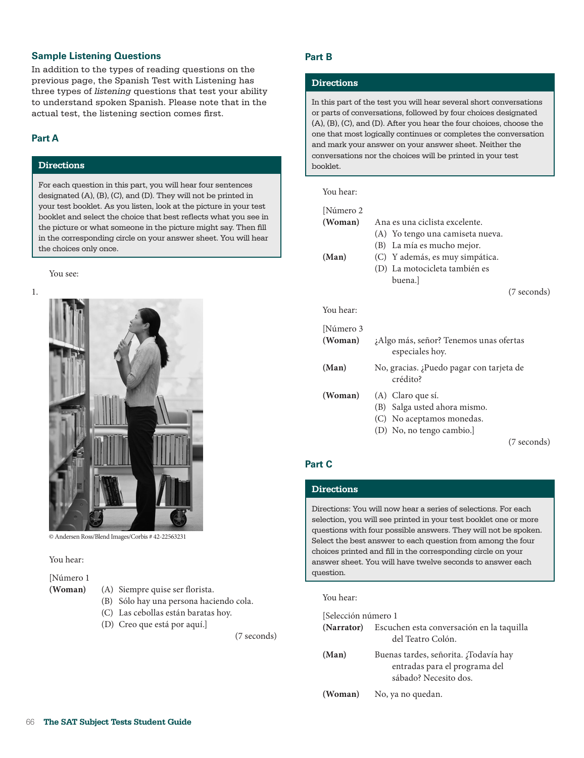### Sample Listening Questions

In addition to the types of reading questions on the previous page, the Spanish Test with Listening has three types of *listening* questions that test your ability to understand spoken Spanish. Please note that in the actual test, the listening section comes first.

### Part A

**Directions**

For each question in this part, you will hear four sentences designated (A), (B), (C), and (D). They will not be printed in your test booklet. As you listen, look at the picture in your test booklet and select the choice that best reflects what you see in the picture or what someone in the picture might say. Then fill in the corresponding circle on your answer sheet. You will hear the choices only once.

You see:

1.

© Andersen Ross/Blend Images/Corbis # 42-22563231

You hear:

[Número 1

**(Woman)**
(A) Siempre quise ser florista.
(B) Sólo hay una persona haciendo cola.
(C) Las cebollas están baratas hoy.
(D) Creo que está por aquí.]

(7 seconds)

### Part B

**Directions**

In this part of the test you will hear several short conversations or parts of conversations, followed by four choices designated (A), (B), (C), and (D). After you hear the four choices, choose the one that most logically continues or completes the conversation and mark your answer on your answer sheet. Neither the conversations nor the choices will be printed in your test booklet.

You hear:

[Número 2

**(Woman)** Ana es una ciclista excelente.

**(Man)**
(A) Yo tengo una camiseta nueva.
(B) La mía es mucho mejor.
(C) Y además, es muy simpática.
(D) La motocicleta también es buena.]

(7 seconds)

You hear:

[Número 3

**(Woman)** ¿Algo más, señor? Tenemos unas ofertas especiales hoy.

**(Man)** No, gracias. ¿Puedo pagar con tarjeta de crédito?

**(Woman)**
(A) Claro que sí.
(B) Salga usted ahora mismo.
(C) No aceptamos monedas.
(D) No, no tengo cambio.]

(7 seconds)

### Part C

**Directions**

Directions: You will now hear a series of selections. For each selection, you will see printed in your test booklet one or more questions with four possible answers. They will not be spoken. Select the best answer to each question from among the four choices printed and fill in the corresponding circle on your answer sheet. You will have twelve seconds to answer each question.

You hear:

[Selección número 1

**(Narrator)** Escuchen esta conversación en la taquilla del Teatro Colón.

**(Man)** Buenas tardes, señorita. ¿Todavía hay entradas para el programa del sábado? Necesito dos.

**(Woman)** No, ya no quedan.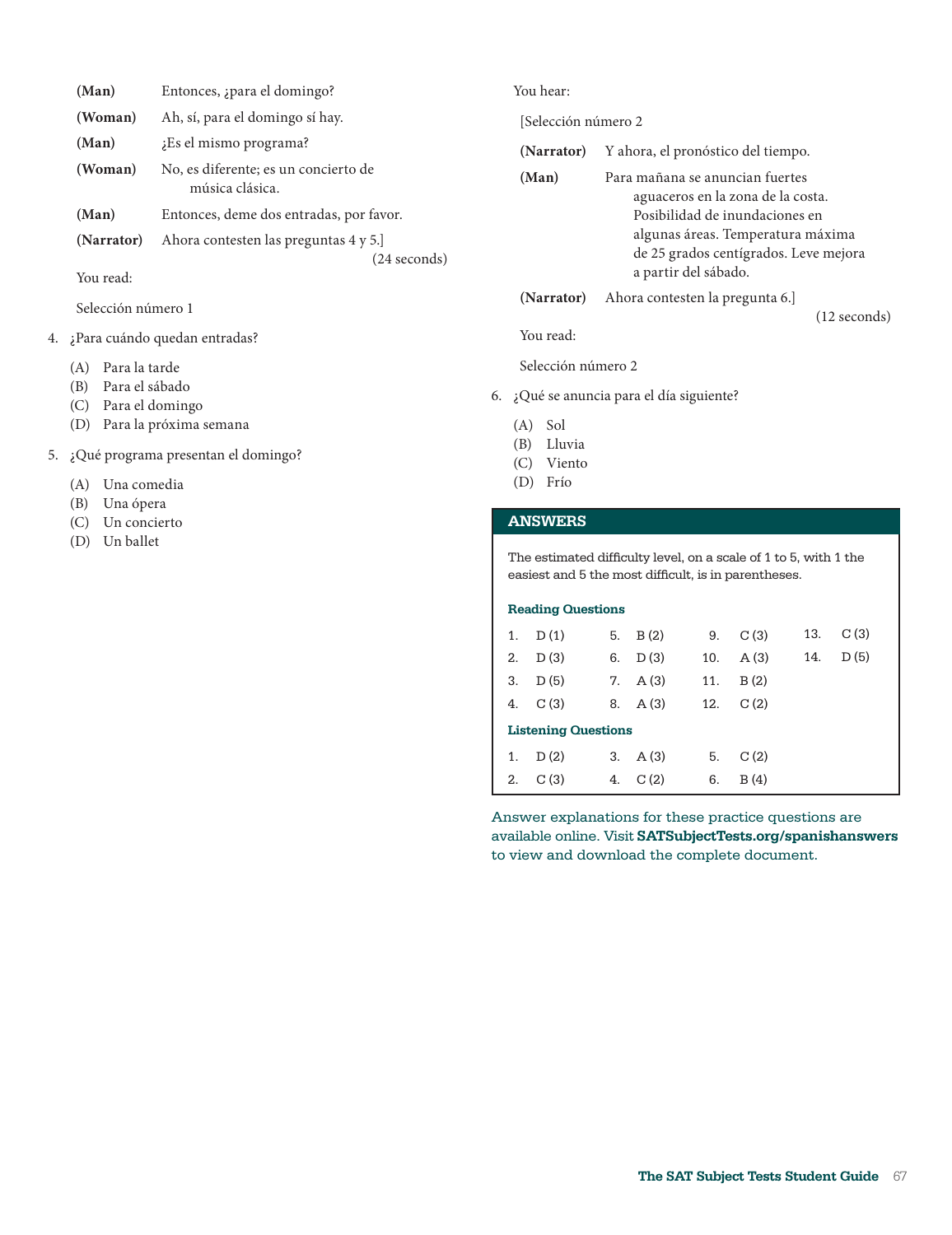| | |
|---|---|
| **(Man)** | Entonces, ¿para el domingo? |
| **(Woman)** | Ah, sí, para el domingo sí hay. |
| **(Man)** | ¿Es el mismo programa? |
| **(Woman)** | No, es diferente; es un concierto de música clásica. |
| **(Man)** | Entonces, deme dos entradas, por favor. |
| **(Narrator)** | Ahora contesten las preguntas 4 y 5.] |

(24 seconds)

You read:

Selección número 1

4. ¿Para cuándo quedan entradas?
   - (A) Para la tarde
   - (B) Para el sábado
   - (C) Para el domingo
   - (D) Para la próxima semana

5. ¿Qué programa presentan el domingo?
   - (A) Una comedia
   - (B) Una ópera
   - (C) Un concierto
   - (D) Un ballet

You hear:

[Selección número 2

| | |
|---|---|
| **(Narrator)** | Y ahora, el pronóstico del tiempo. |
| **(Man)** | Para mañana se anuncian fuertes aguaceros en la zona de la costa. Posibilidad de inundaciones en algunas áreas. Temperatura máxima de 25 grados centígrados. Leve mejora a partir del sábado. |
| **(Narrator)** | Ahora conteste la pregunta 6.] |

(12 seconds)

You read:

Selección número 2

6. ¿Qué se anuncia para el día siguiente?
   - (A) Sol
   - (B) Lluvia
   - (C) Viento
   - (D) Frío

## ANSWERS

The estimated difficulty level, on a scale of 1 to 5, with 1 the easiest and 5 the most difficult, is in parentheses.

**Reading Questions**

| | | | | | | | |
|---|---|---|---|---|---|---|---|
| 1. | D (1) | 5. | B (2) | 9. | C (3) | 13. | C (3) |
| 2. | D (3) | 6. | D (3) | 10. | A (3) | 14. | D (5) |
| 3. | D (5) | 7. | A (3) | 11. | B (2) | | |
| 4. | C (3) | 8. | A (3) | 12. | C (2) | | |

**Listening Questions**

| | | | | | |
|---|---|---|---|---|---|
| 1. | D (2) | 3. | A (3) | 5. | C (2) |
| 2. | C (3) | 4. | C (2) | 6. | B (4) |

Answer explanations for these practice questions are available online. Visit **SATSubjectTests.org/spanishanswers** to view and download the complete document.